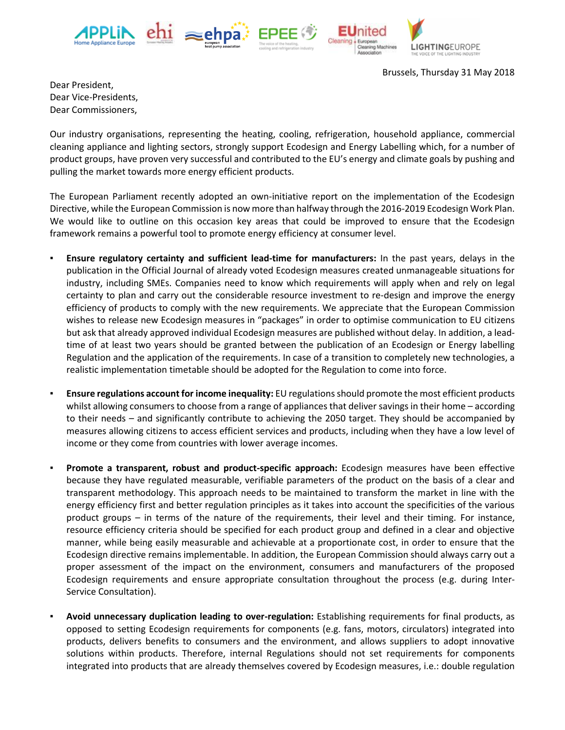Brussels, Thursday 31 May 2018

Dear President,
Dear Vice-Presidents,
Dear Commissioners,

Our industry organisations, representing the heating, cooling, refrigeration, household appliance, commercial cleaning appliance and lighting sectors, strongly support Ecodesign and Energy Labelling which, for a number of product groups, have proven very successful and contributed to the EU's energy and climate goals by pushing and pulling the market towards more energy efficient products.

The European Parliament recently adopted an own-initiative report on the implementation of the Ecodesign Directive, while the European Commission is now more than halfway through the 2016-2019 Ecodesign Work Plan. We would like to outline on this occasion key areas that could be improved to ensure that the Ecodesign framework remains a powerful tool to promote energy efficiency at consumer level.

- **Ensure regulatory certainty and sufficient lead-time for manufacturers:** In the past years, delays in the publication in the Official Journal of already voted Ecodesign measures created unmanageable situations for industry, including SMEs. Companies need to know which requirements will apply when and rely on legal certainty to plan and carry out the considerable resource investment to re-design and improve the energy efficiency of products to comply with the new requirements. We appreciate that the European Commission wishes to release new Ecodesign measures in "packages" in order to optimise communication to EU citizens but ask that already approved individual Ecodesign measures are published without delay. In addition, a lead-time of at least two years should be granted between the publication of an Ecodesign or Energy labelling Regulation and the application of the requirements. In case of a transition to completely new technologies, a realistic implementation timetable should be adopted for the Regulation to come into force.

- **Ensure regulations account for income inequality:** EU regulations should promote the most efficient products whilst allowing consumers to choose from a range of appliances that deliver savings in their home – according to their needs – and significantly contribute to achieving the 2050 target. They should be accompanied by measures allowing citizens to access efficient services and products, including when they have a low level of income or they come from countries with lower average incomes.

- **Promote a transparent, robust and product-specific approach:** Ecodesign measures have been effective because they have regulated measurable, verifiable parameters of the product on the basis of a clear and transparent methodology. This approach needs to be maintained to transform the market in line with the energy efficiency first and better regulation principles as it takes into account the specificities of the various product groups – in terms of the nature of the requirements, their level and their timing. For instance, resource efficiency criteria should be specified for each product group and defined in a clear and objective manner, while being easily measurable and achievable at a proportionate cost, in order to ensure that the Ecodesign directive remains implementable. In addition, the European Commission should always carry out a proper assessment of the impact on the environment, consumers and manufacturers of the proposed Ecodesign requirements and ensure appropriate consultation throughout the process (e.g. during Inter-Service Consultation).

- **Avoid unnecessary duplication leading to over-regulation:** Establishing requirements for final products, as opposed to setting Ecodesign requirements for components (e.g. fans, motors, circulators) integrated into products, delivers benefits to consumers and the environment, and allows suppliers to adopt innovative solutions within products. Therefore, internal Regulations should not set requirements for components integrated into products that are already themselves covered by Ecodesign measures, i.e.: double regulation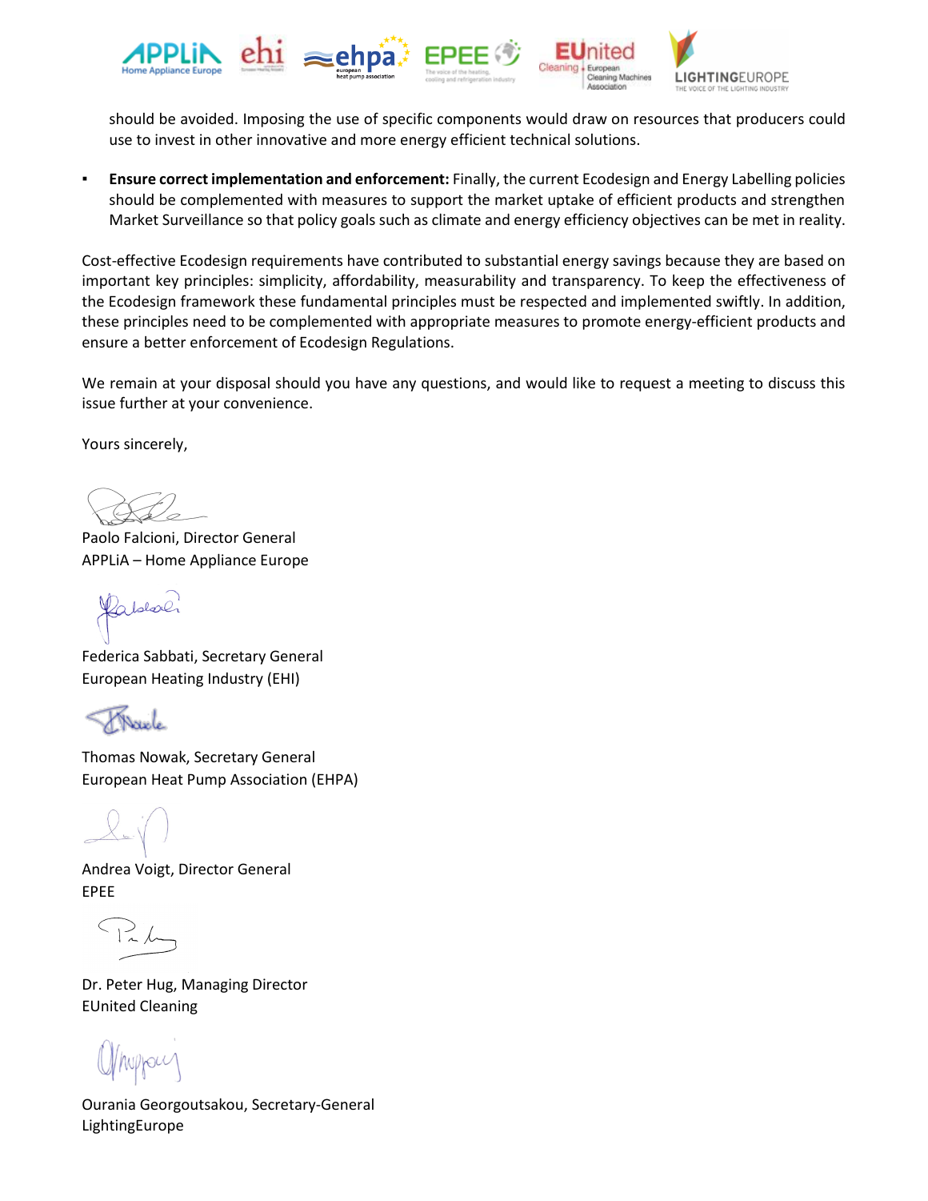should be avoided. Imposing the use of specific components would draw on resources that producers could use to invest in other innovative and more energy efficient technical solutions.

- **Ensure correct implementation and enforcement:** Finally, the current Ecodesign and Energy Labelling policies should be complemented with measures to support the market uptake of efficient products and strengthen Market Surveillance so that policy goals such as climate and energy efficiency objectives can be met in reality.

Cost-effective Ecodesign requirements have contributed to substantial energy savings because they are based on important key principles: simplicity, affordability, measurability and transparency. To keep the effectiveness of the Ecodesign framework these fundamental principles must be respected and implemented swiftly. In addition, these principles need to be complemented with appropriate measures to promote energy-efficient products and ensure a better enforcement of Ecodesign Regulations.

We remain at your disposal should you have any questions, and would like to request a meeting to discuss this issue further at your convenience.

Yours sincerely,

Paolo Falcioni, Director General
APPLiA – Home Appliance Europe

Federica Sabbati, Secretary General
European Heating Industry (EHI)

Thomas Nowak, Secretary General
European Heat Pump Association (EHPA)

Andrea Voigt, Director General
EPEE

Dr. Peter Hug, Managing Director
EUnited Cleaning

Ourania Georgoutsakou, Secretary-General
LightingEurope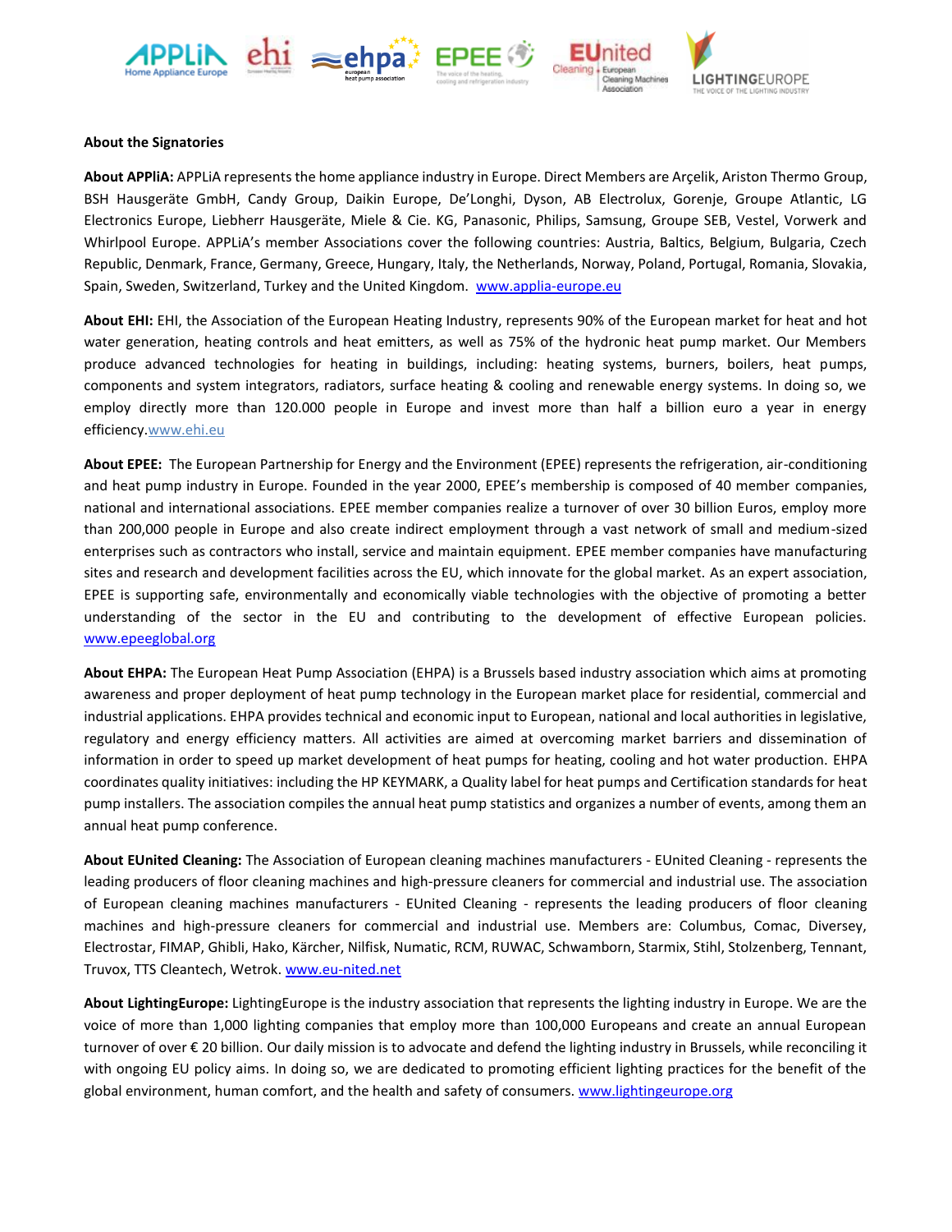**About the Signatories**

**About APPliA:** APPLiA represents the home appliance industry in Europe. Direct Members are Arçelik, Ariston Thermo Group, BSH Hausgeräte GmbH, Candy Group, Daikin Europe, De'Longhi, Dyson, AB Electrolux, Gorenje, Groupe Atlantic, LG Electronics Europe, Liebherr Hausgeräte, Miele & Cie. KG, Panasonic, Philips, Samsung, Groupe SEB, Vestel, Vorwerk and Whirlpool Europe. APPLiA's member Associations cover the following countries: Austria, Baltics, Belgium, Bulgaria, Czech Republic, Denmark, France, Germany, Greece, Hungary, Italy, the Netherlands, Norway, Poland, Portugal, Romania, Slovakia, Spain, Sweden, Switzerland, Turkey and the United Kingdom. [www.applia-europe.eu](www.applia-europe.eu)

**About EHI:** EHI, the Association of the European Heating Industry, represents 90% of the European market for heat and hot water generation, heating controls and heat emitters, as well as 75% of the hydronic heat pump market. Our Members produce advanced technologies for heating in buildings, including: heating systems, burners, boilers, heat pumps, components and system integrators, radiators, surface heating & cooling and renewable energy systems. In doing so, we employ directly more than 120.000 people in Europe and invest more than half a billion euro a year in energy efficiency.[www.ehi.eu](www.ehi.eu)

**About EPEE:** The European Partnership for Energy and the Environment (EPEE) represents the refrigeration, air-conditioning and heat pump industry in Europe. Founded in the year 2000, EPEE's membership is composed of 40 member companies, national and international associations. EPEE member companies realize a turnover of over 30 billion Euros, employ more than 200,000 people in Europe and also create indirect employment through a vast network of small and medium-sized enterprises such as contractors who install, service and maintain equipment. EPEE member companies have manufacturing sites and research and development facilities across the EU, which innovate for the global market. As an expert association, EPEE is supporting safe, environmentally and economically viable technologies with the objective of promoting a better understanding of the sector in the EU and contributing to the development of effective European policies. [www.epeeglobal.org](www.epeeglobal.org)

**About EHPA:** The European Heat Pump Association (EHPA) is a Brussels based industry association which aims at promoting awareness and proper deployment of heat pump technology in the European market place for residential, commercial and industrial applications. EHPA provides technical and economic input to European, national and local authorities in legislative, regulatory and energy efficiency matters. All activities are aimed at overcoming market barriers and dissemination of information in order to speed up market development of heat pumps for heating, cooling and hot water production. EHPA coordinates quality initiatives: including the HP KEYMARK, a Quality label for heat pumps and Certification standards for heat pump installers. The association compiles the annual heat pump statistics and organizes a number of events, among them an annual heat pump conference.

**About EUnited Cleaning:** The Association of European cleaning machines manufacturers - EUnited Cleaning - represents the leading producers of floor cleaning machines and high-pressure cleaners for commercial and industrial use. The association of European cleaning machines manufacturers - EUnited Cleaning - represents the leading producers of floor cleaning machines and high-pressure cleaners for commercial and industrial use. Members are: Columbus, Comac, Diversey, Electrostar, FIMAP, Ghibli, Hako, Kärcher, Nilfisk, Numatic, RCM, RUWAC, Schwamborn, Starmix, Stihl, Stolzenberg, Tennant, Truvox, TTS Cleantech, Wetrok. [www.eu-nited.net](www.eu-nited.net)

**About LightingEurope:** LightingEurope is the industry association that represents the lighting industry in Europe. We are the voice of more than 1,000 lighting companies that employ more than 100,000 Europeans and create an annual European turnover of over € 20 billion. Our daily mission is to advocate and defend the lighting industry in Brussels, while reconciling it with ongoing EU policy aims. In doing so, we are dedicated to promoting efficient lighting practices for the benefit of the global environment, human comfort, and the health and safety of consumers. [www.lightingeurope.org](www.lightingeurope.org)